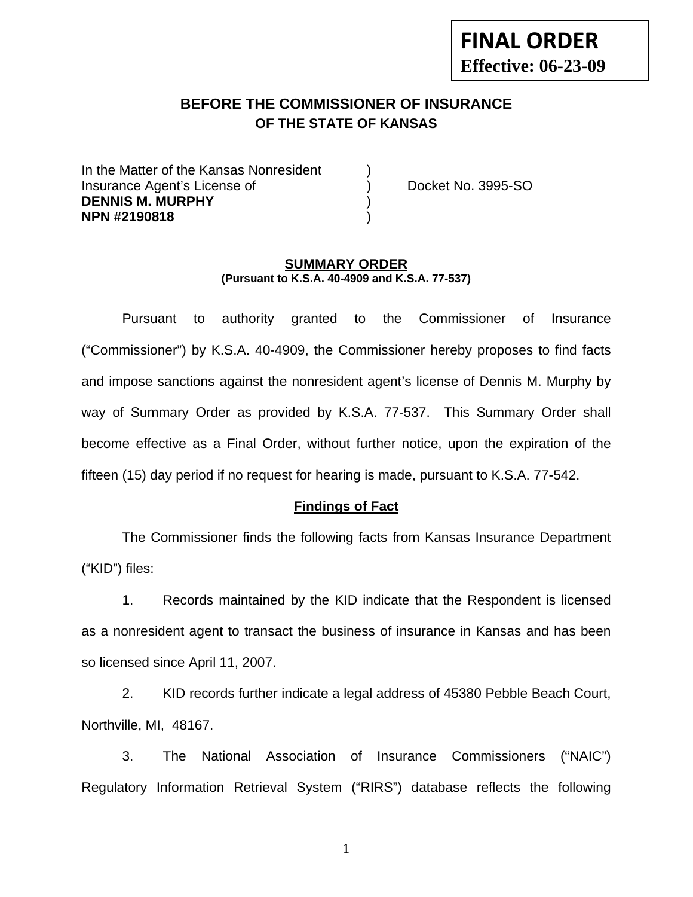**FINAL ORDER**
**Effective: 06-23-09**

## BEFORE THE COMMISSIONER OF INSURANCE
### OF THE STATE OF KANSAS

In the Matter of the Kansas Nonresident )
Insurance Agent's License of ) Docket No. 3995-SO
**DENNIS M. MURPHY** )
**NPN #2190818** )

**SUMMARY ORDER**
**(Pursuant to K.S.A. 40-4909 and K.S.A. 77-537)**

Pursuant to authority granted to the Commissioner of Insurance ("Commissioner") by K.S.A. 40-4909, the Commissioner hereby proposes to find facts and impose sanctions against the nonresident agent's license of Dennis M. Murphy by way of Summary Order as provided by K.S.A. 77-537. This Summary Order shall become effective as a Final Order, without further notice, upon the expiration of the fifteen (15) day period if no request for hearing is made, pursuant to K.S.A. 77-542.

**Findings of Fact**

The Commissioner finds the following facts from Kansas Insurance Department ("KID") files:

1. Records maintained by the KID indicate that the Respondent is licensed as a nonresident agent to transact the business of insurance in Kansas and has been so licensed since April 11, 2007.

2. KID records further indicate a legal address of 45380 Pebble Beach Court, Northville, MI, 48167.

3. The National Association of Insurance Commissioners ("NAIC") Regulatory Information Retrieval System ("RIRS") database reflects the following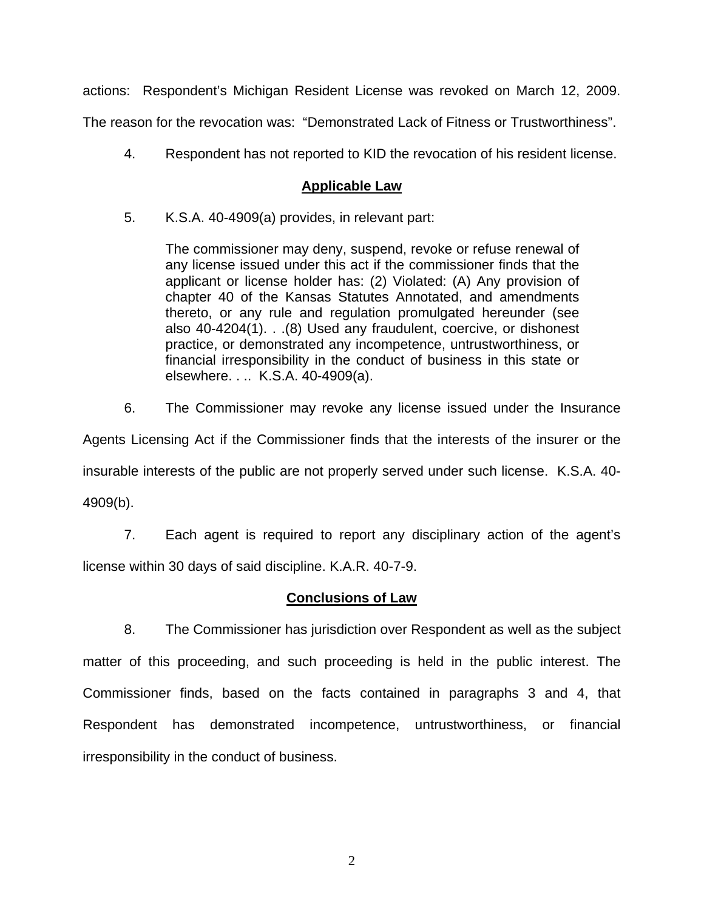actions: Respondent's Michigan Resident License was revoked on March 12, 2009. The reason for the revocation was: "Demonstrated Lack of Fitness or Trustworthiness".

4. Respondent has not reported to KID the revocation of his resident license.

## **Applicable Law**

5. K.S.A. 40-4909(a) provides, in relevant part:

> The commissioner may deny, suspend, revoke or refuse renewal of any license issued under this act if the commissioner finds that the applicant or license holder has: (2) Violated: (A) Any provision of chapter 40 of the Kansas Statutes Annotated, and amendments thereto, or any rule and regulation promulgated hereunder (see also 40-4204(1). . .(8) Used any fraudulent, coercive, or dishonest practice, or demonstrated any incompetence, untrustworthiness, or financial irresponsibility in the conduct of business in this state or elsewhere. . .. K.S.A. 40-4909(a).

6. The Commissioner may revoke any license issued under the Insurance Agents Licensing Act if the Commissioner finds that the interests of the insurer or the insurable interests of the public are not properly served under such license. K.S.A. 40-4909(b).

7. Each agent is required to report any disciplinary action of the agent's license within 30 days of said discipline. K.A.R. 40-7-9.

## **Conclusions of Law**

8. The Commissioner has jurisdiction over Respondent as well as the subject matter of this proceeding, and such proceeding is held in the public interest. The Commissioner finds, based on the facts contained in paragraphs 3 and 4, that Respondent has demonstrated incompetence, untrustworthiness, or financial irresponsibility in the conduct of business.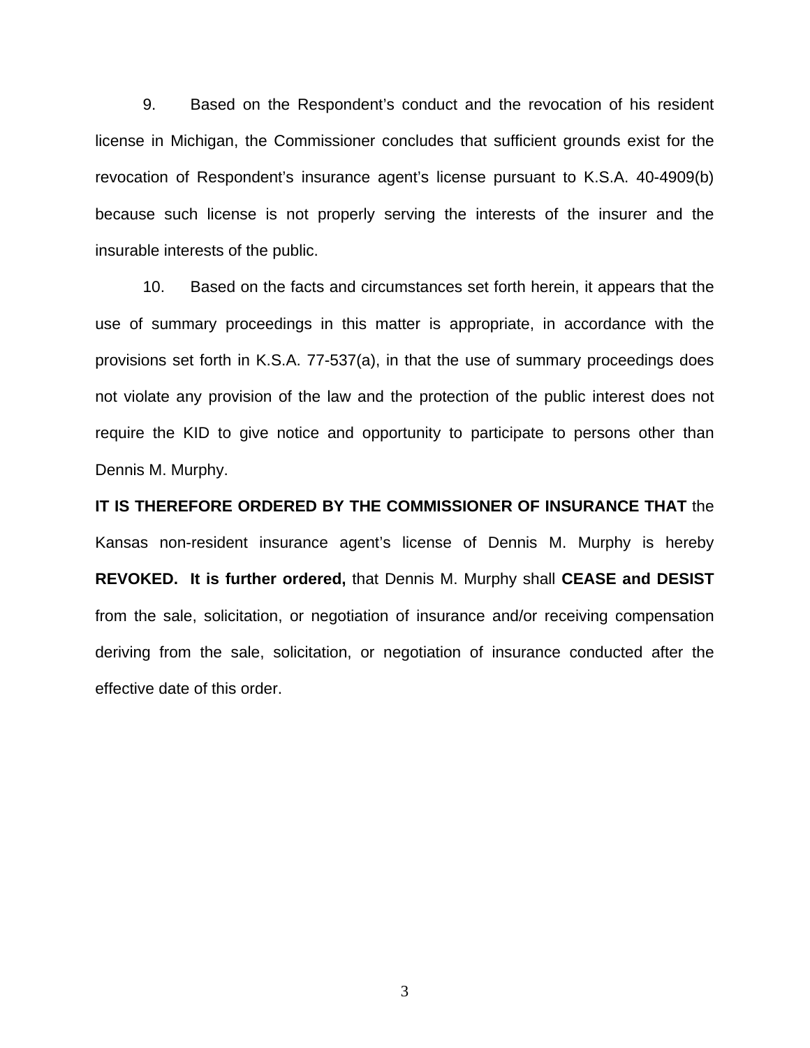9. Based on the Respondent's conduct and the revocation of his resident license in Michigan, the Commissioner concludes that sufficient grounds exist for the revocation of Respondent's insurance agent's license pursuant to K.S.A. 40-4909(b) because such license is not properly serving the interests of the insurer and the insurable interests of the public.

10. Based on the facts and circumstances set forth herein, it appears that the use of summary proceedings in this matter is appropriate, in accordance with the provisions set forth in K.S.A. 77-537(a), in that the use of summary proceedings does not violate any provision of the law and the protection of the public interest does not require the KID to give notice and opportunity to participate to persons other than Dennis M. Murphy.

**IT IS THEREFORE ORDERED BY THE COMMISSIONER OF INSURANCE THAT** the Kansas non-resident insurance agent's license of Dennis M. Murphy is hereby **REVOKED. It is further ordered,** that Dennis M. Murphy shall **CEASE and DESIST** from the sale, solicitation, or negotiation of insurance and/or receiving compensation deriving from the sale, solicitation, or negotiation of insurance conducted after the effective date of this order.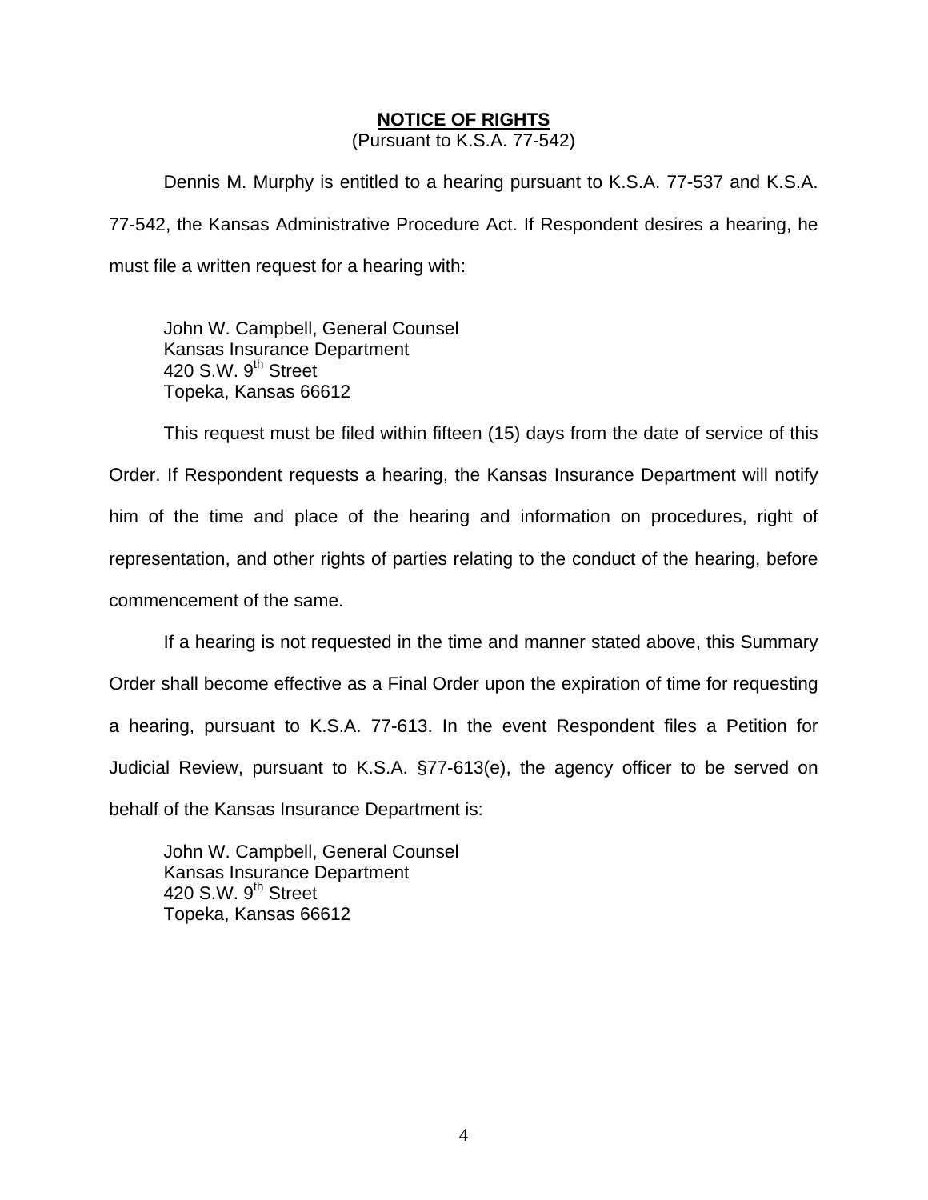## NOTICE OF RIGHTS

(Pursuant to K.S.A. 77-542)

Dennis M. Murphy is entitled to a hearing pursuant to K.S.A. 77-537 and K.S.A. 77-542, the Kansas Administrative Procedure Act. If Respondent desires a hearing, he must file a written request for a hearing with:

John W. Campbell, General Counsel
Kansas Insurance Department
420 S.W. 9th Street
Topeka, Kansas 66612

This request must be filed within fifteen (15) days from the date of service of this Order. If Respondent requests a hearing, the Kansas Insurance Department will notify him of the time and place of the hearing and information on procedures, right of representation, and other rights of parties relating to the conduct of the hearing, before commencement of the same.

If a hearing is not requested in the time and manner stated above, this Summary Order shall become effective as a Final Order upon the expiration of time for requesting a hearing, pursuant to K.S.A. 77-613. In the event Respondent files a Petition for Judicial Review, pursuant to K.S.A. §77-613(e), the agency officer to be served on behalf of the Kansas Insurance Department is:

John W. Campbell, General Counsel
Kansas Insurance Department
420 S.W. 9th Street
Topeka, Kansas 66612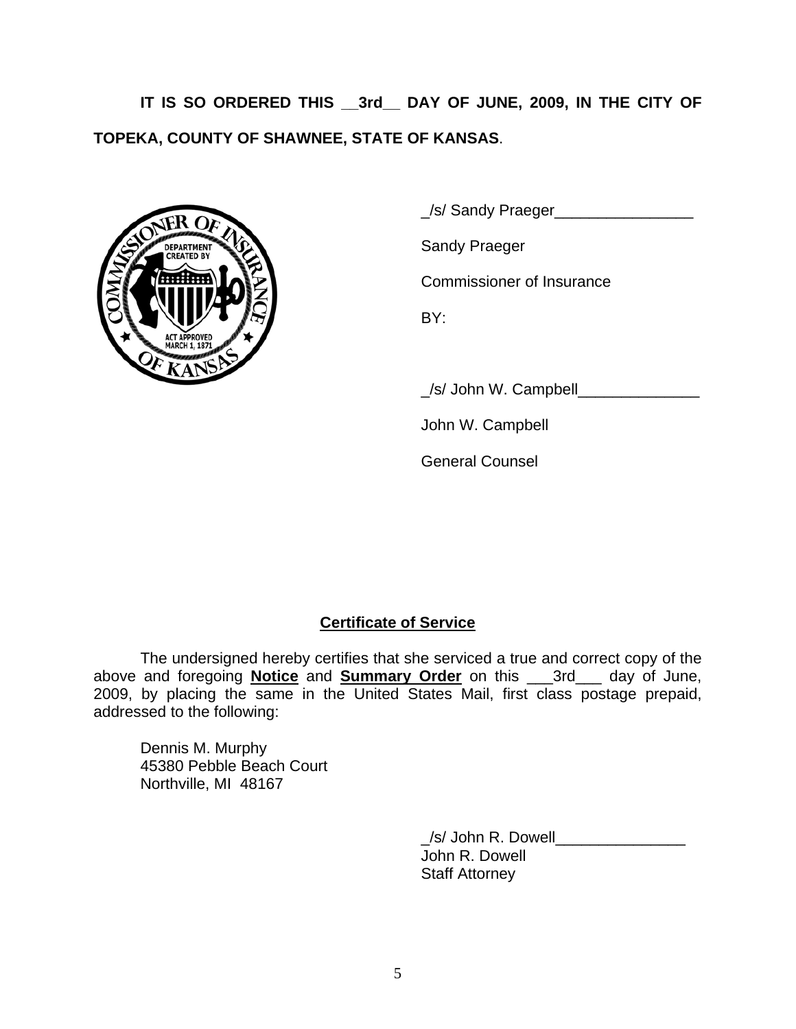**IT IS SO ORDERED THIS __3rd__ DAY OF JUNE, 2009, IN THE CITY OF TOPEKA, COUNTY OF SHAWNEE, STATE OF KANSAS**.

_/s/ Sandy Praeger________________

Sandy Praeger

Commissioner of Insurance

BY:

_/s/ John W. Campbell______________

John W. Campbell

General Counsel

## **Certificate of Service**

The undersigned hereby certifies that she serviced a true and correct copy of the above and foregoing **Notice** and **Summary Order** on this ___3rd___ day of June, 2009, by placing the same in the United States Mail, first class postage prepaid, addressed to the following:

Dennis M. Murphy
45380 Pebble Beach Court
Northville, MI 48167

_/s/ John R. Dowell_______________
John R. Dowell
Staff Attorney